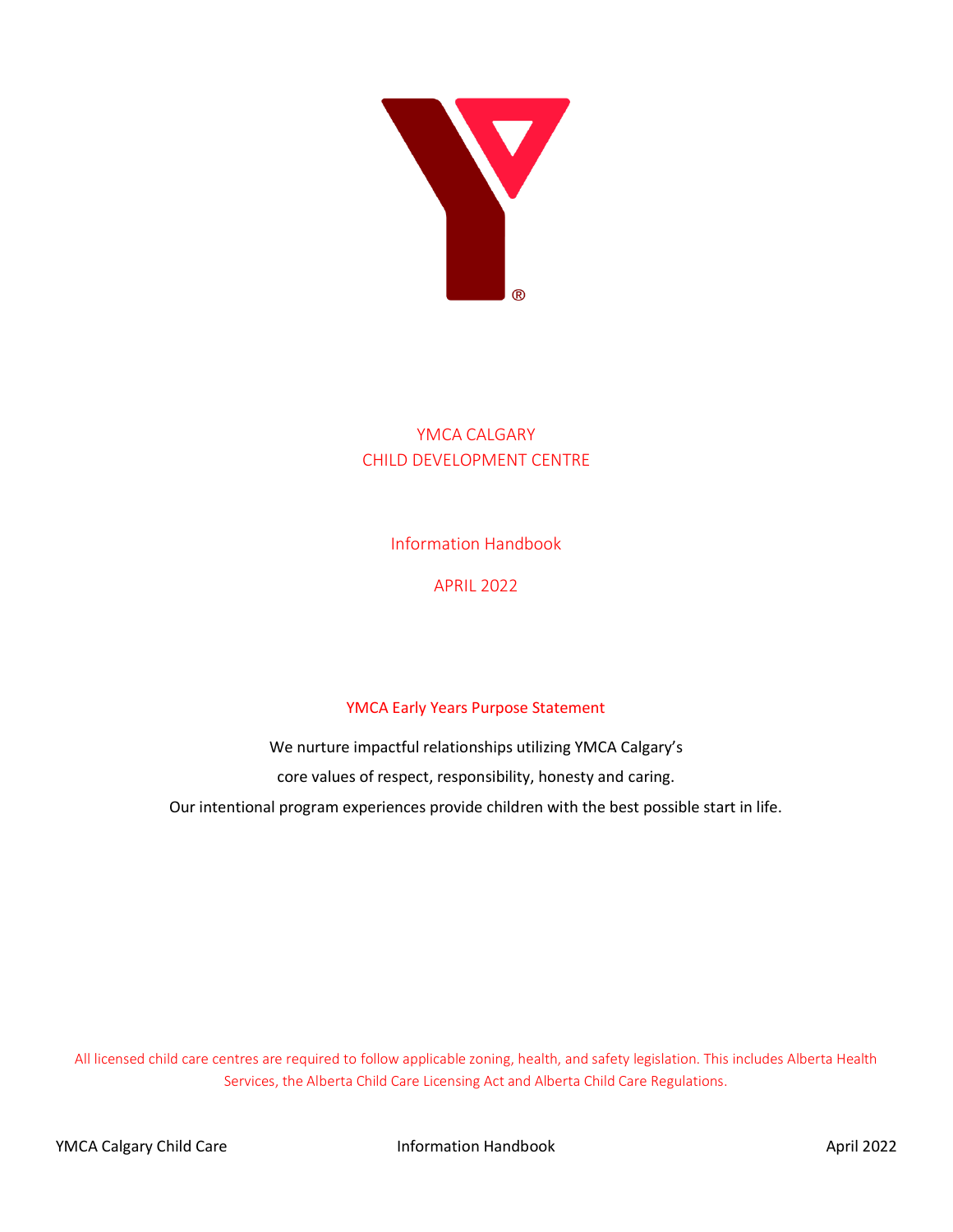# YMCA CALGARY
# CHILD DEVELOPMENT CENTRE

## Information Handbook

## APRIL 2022

### YMCA Early Years Purpose Statement

We nurture impactful relationships utilizing YMCA Calgary's
core values of respect, responsibility, honesty and caring.
Our intentional program experiences provide children with the best possible start in life.

All licensed child care centres are required to follow applicable zoning, health, and safety legislation. This includes Alberta Health Services, the Alberta Child Care Licensing Act and Alberta Child Care Regulations.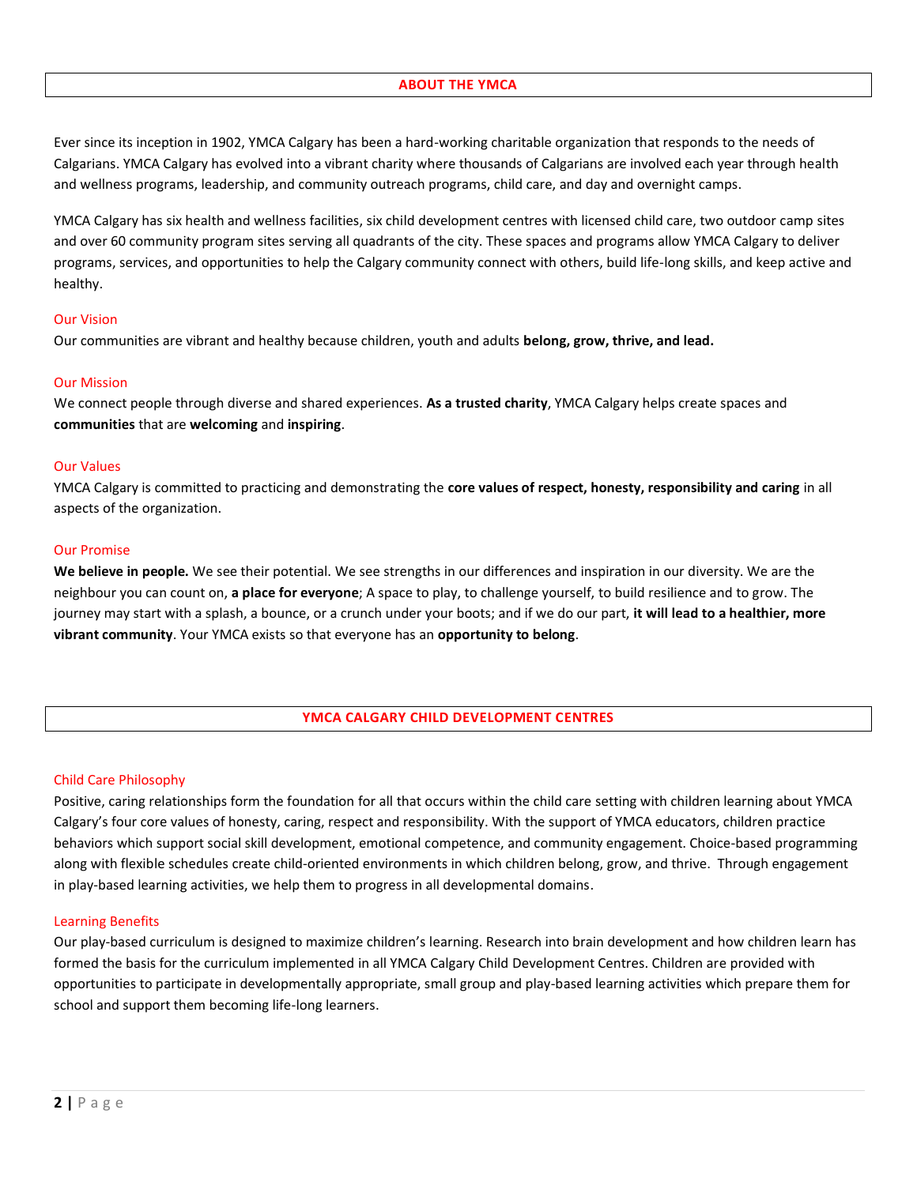## ABOUT THE YMCA

Ever since its inception in 1902, YMCA Calgary has been a hard-working charitable organization that responds to the needs of Calgarians. YMCA Calgary has evolved into a vibrant charity where thousands of Calgarians are involved each year through health and wellness programs, leadership, and community outreach programs, child care, and day and overnight camps.

YMCA Calgary has six health and wellness facilities, six child development centres with licensed child care, two outdoor camp sites and over 60 community program sites serving all quadrants of the city. These spaces and programs allow YMCA Calgary to deliver programs, services, and opportunities to help the Calgary community connect with others, build life-long skills, and keep active and healthy.

### Our Vision

Our communities are vibrant and healthy because children, youth and adults **belong, grow, thrive, and lead.**

### Our Mission

We connect people through diverse and shared experiences. **As a trusted charity**, YMCA Calgary helps create spaces and **communities** that are **welcoming** and **inspiring**.

### Our Values

YMCA Calgary is committed to practicing and demonstrating the **core values of respect, honesty, responsibility and caring** in all aspects of the organization.

### Our Promise

**We believe in people.** We see their potential. We see strengths in our differences and inspiration in our diversity. We are the neighbour you can count on, **a place for everyone**; A space to play, to challenge yourself, to build resilience and to grow. The journey may start with a splash, a bounce, or a crunch under your boots; and if we do our part, **it will lead to a healthier, more vibrant community**. Your YMCA exists so that everyone has an **opportunity to belong**.

## YMCA CALGARY CHILD DEVELOPMENT CENTRES

### Child Care Philosophy

Positive, caring relationships form the foundation for all that occurs within the child care setting with children learning about YMCA Calgary's four core values of honesty, caring, respect and responsibility. With the support of YMCA educators, children practice behaviors which support social skill development, emotional competence, and community engagement. Choice-based programming along with flexible schedules create child-oriented environments in which children belong, grow, and thrive. Through engagement in play-based learning activities, we help them to progress in all developmental domains.

### Learning Benefits

Our play-based curriculum is designed to maximize children's learning. Research into brain development and how children learn has formed the basis for the curriculum implemented in all YMCA Calgary Child Development Centres. Children are provided with opportunities to participate in developmentally appropriate, small group and play-based learning activities which prepare them for school and support them becoming life-long learners.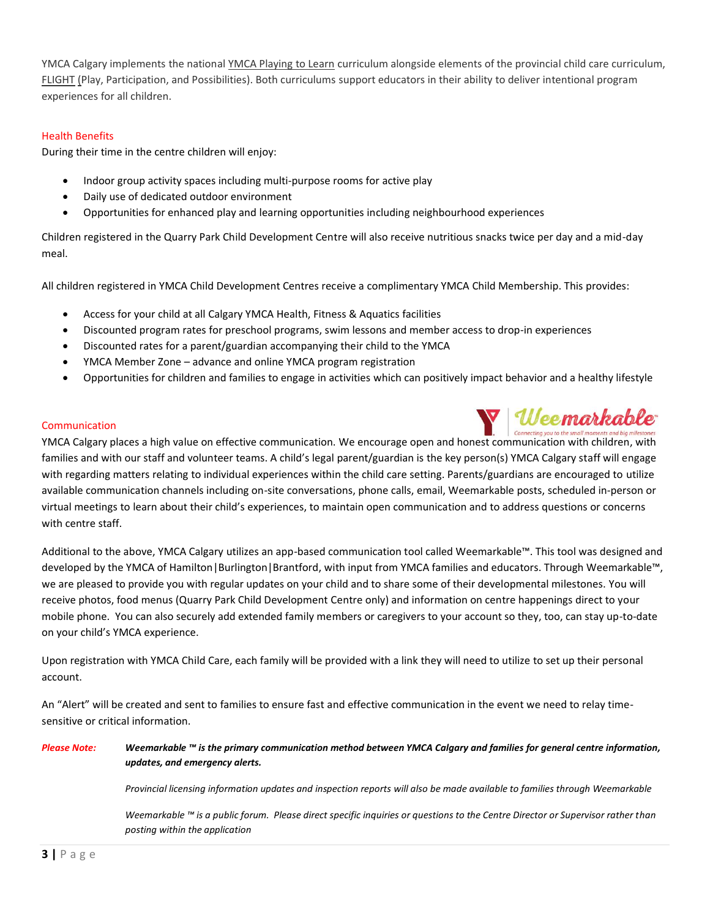YMCA Calgary implements the national YMCA Playing to Learn curriculum alongside elements of the provincial child care curriculum, FLIGHT (Play, Participation, and Possibilities). Both curriculums support educators in their ability to deliver intentional program experiences for all children.

## Health Benefits

During their time in the centre children will enjoy:

- Indoor group activity spaces including multi-purpose rooms for active play
- Daily use of dedicated outdoor environment
- Opportunities for enhanced play and learning opportunities including neighbourhood experiences

Children registered in the Quarry Park Child Development Centre will also receive nutritious snacks twice per day and a mid-day meal.

All children registered in YMCA Child Development Centres receive a complimentary YMCA Child Membership. This provides:

- Access for your child at all Calgary YMCA Health, Fitness & Aquatics facilities
- Discounted program rates for preschool programs, swim lessons and member access to drop-in experiences
- Discounted rates for a parent/guardian accompanying their child to the YMCA
- YMCA Member Zone – advance and online YMCA program registration
- Opportunities for children and families to engage in activities which can positively impact behavior and a healthy lifestyle

## Communication

YMCA Calgary places a high value on effective communication. We encourage open and honest communication with children, with families and with our staff and volunteer teams. A child's legal parent/guardian is the key person(s) YMCA Calgary staff will engage with regarding matters relating to individual experiences within the child care setting. Parents/guardians are encouraged to utilize available communication channels including on-site conversations, phone calls, email, Weemarkable posts, scheduled in-person or virtual meetings to learn about their child's experiences, to maintain open communication and to address questions or concerns with centre staff.

Additional to the above, YMCA Calgary utilizes an app-based communication tool called Weemarkable™. This tool was designed and developed by the YMCA of Hamilton|Burlington|Brantford, with input from YMCA families and educators. Through Weemarkable™, we are pleased to provide you with regular updates on your child and to share some of their developmental milestones. You will receive photos, food menus (Quarry Park Child Development Centre only) and information on centre happenings direct to your mobile phone. You can also securely add extended family members or caregivers to your account so they, too, can stay up-to-date on your child's YMCA experience.

Upon registration with YMCA Child Care, each family will be provided with a link they will need to utilize to set up their personal account.

An "Alert" will be created and sent to families to ensure fast and effective communication in the event we need to relay time-sensitive or critical information.

***Please Note:*** ***Weemarkable ™ is the primary communication method between YMCA Calgary and families for general centre information, updates, and emergency alerts.***

*Provincial licensing information updates and inspection reports will also be made available to families through Weemarkable*

*Weemarkable ™ is a public forum. Please direct specific inquiries or questions to the Centre Director or Supervisor rather than posting within the application*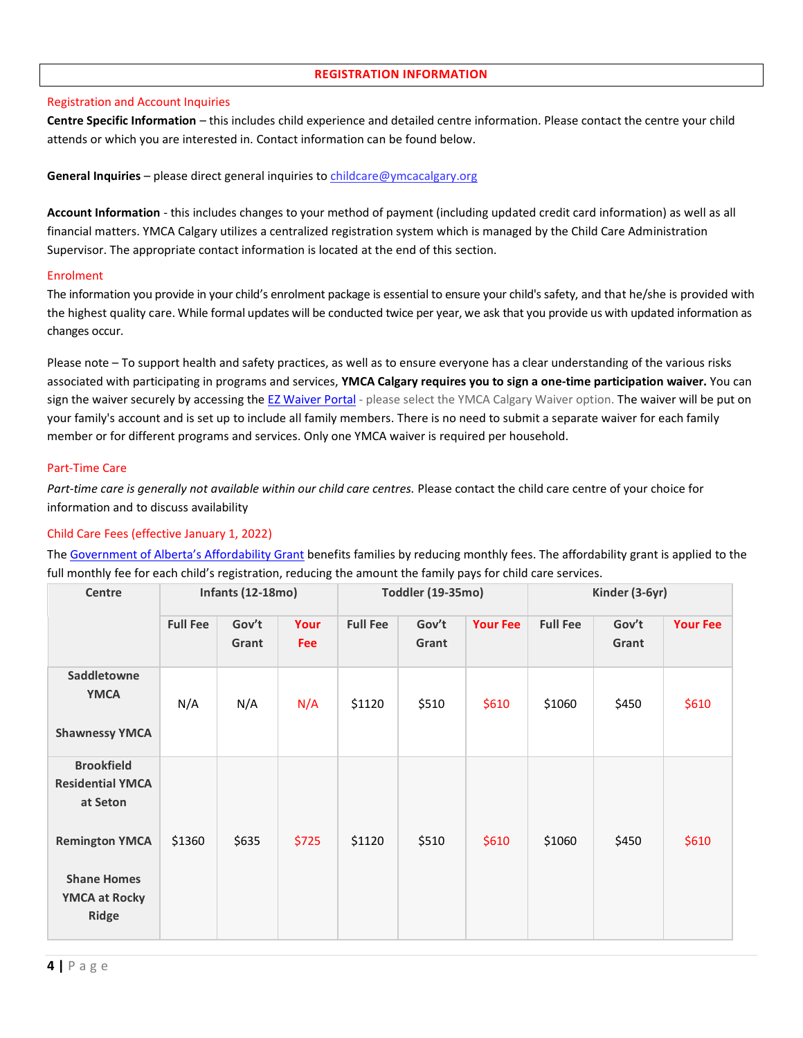## REGISTRATION INFORMATION

### Registration and Account Inquiries

**Centre Specific Information** – this includes child experience and detailed centre information. Please contact the centre your child attends or which you are interested in. Contact information can be found below.

**General Inquiries** – please direct general inquiries to childcare@ymcacalgary.org

**Account Information** - this includes changes to your method of payment (including updated credit card information) as well as all financial matters. YMCA Calgary utilizes a centralized registration system which is managed by the Child Care Administration Supervisor. The appropriate contact information is located at the end of this section.

### Enrolment

The information you provide in your child's enrolment package is essential to ensure your child's safety, and that he/she is provided with the highest quality care. While formal updates will be conducted twice per year, we ask that you provide us with updated information as changes occur.

Please note – To support health and safety practices, as well as to ensure everyone has a clear understanding of the various risks associated with participating in programs and services, **YMCA Calgary requires you to sign a one-time participation waiver.** You can sign the waiver securely by accessing the EZ Waiver Portal - please select the YMCA Calgary Waiver option. The waiver will be put on your family's account and is set up to include all family members. There is no need to submit a separate waiver for each family member or for different programs and services. Only one YMCA waiver is required per household.

### Part-Time Care

*Part-time care is generally not available within our child care centres.* Please contact the child care centre of your choice for information and to discuss availability

### Child Care Fees (effective January 1, 2022)

The Government of Alberta's Affordability Grant benefits families by reducing monthly fees. The affordability grant is applied to the full monthly fee for each child's registration, reducing the amount the family pays for child care services.

| Centre | Infants (12-18mo) | | | Toddler (19-35mo) | | | Kinder (3-6yr) | | |
|---|---|---|---|---|---|---|---|---|---|
| | Full Fee | Gov't Grant | Your Fee | Full Fee | Gov't Grant | Your Fee | Full Fee | Gov't Grant | Your Fee |
| Saddletowne YMCA<br><br>Shawnessy YMCA | N/A | N/A | N/A | $1120 | $510 | $610 | $1060 | $450 | $610 |
| Brookfield Residential YMCA at Seton<br><br>Remington YMCA<br><br>Shane Homes YMCA at Rocky Ridge | $1360 | $635 | $725 | $1120 | $510 | $610 | $1060 | $450 | $610 |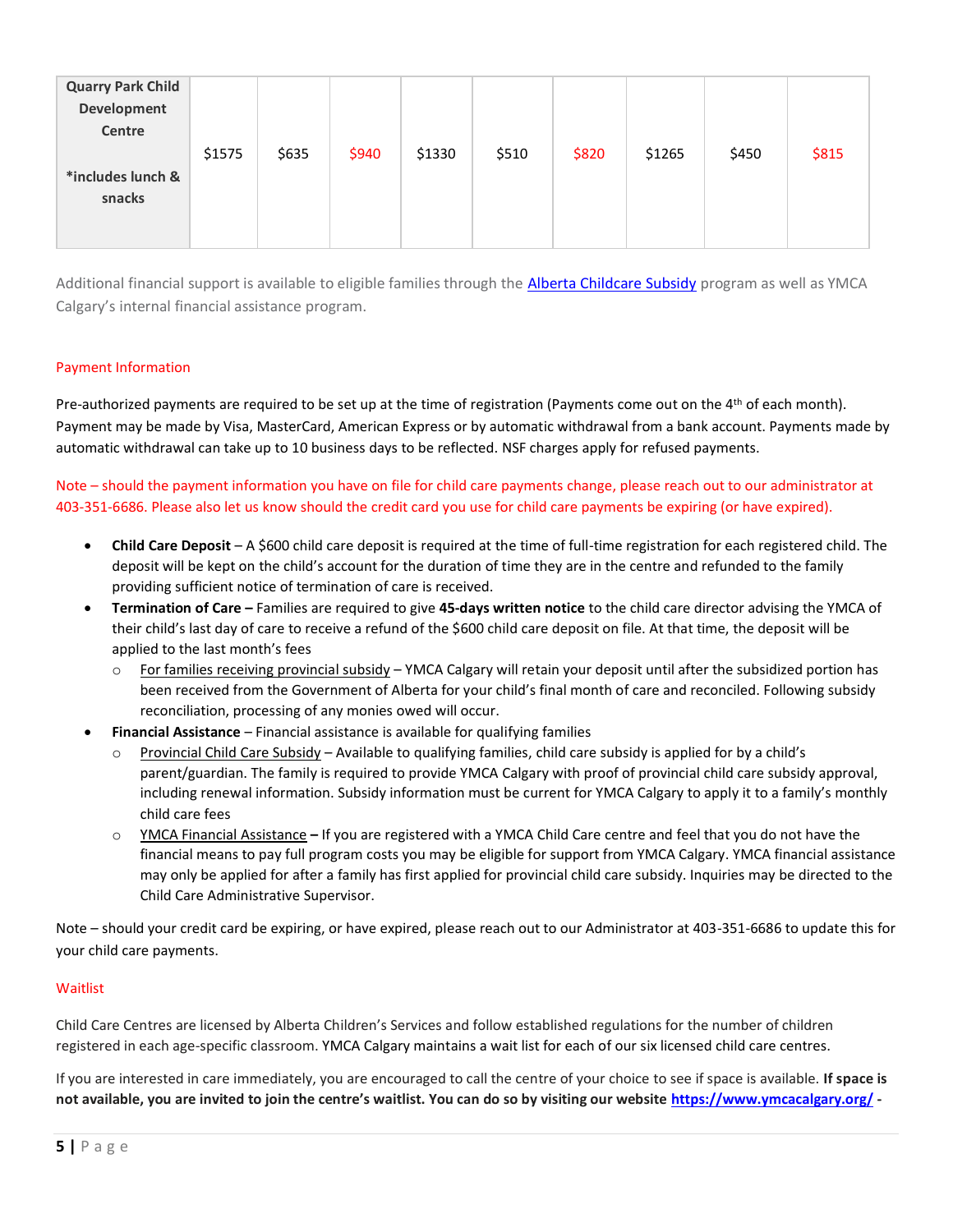| Quarry Park Child Development Centre<br><br>*includes lunch & snacks | $1575 | $635 | $940 | $1330 | $510 | $820 | $1265 | $450 | $815 |
|---|---|---|---|---|---|---|---|---|---|

Additional financial support is available to eligible families through the [Alberta Childcare Subsidy]() program as well as YMCA Calgary's internal financial assistance program.

### Payment Information

Pre-authorized payments are required to be set up at the time of registration (Payments come out on the 4th of each month). Payment may be made by Visa, MasterCard, American Express or by automatic withdrawal from a bank account. Payments made by automatic withdrawal can take up to 10 business days to be reflected. NSF charges apply for refused payments.

Note – should the payment information you have on file for child care payments change, please reach out to our administrator at 403-351-6686. Please also let us know should the credit card you use for child care payments be expiring (or have expired).

- **Child Care Deposit** – A $600 child care deposit is required at the time of full-time registration for each registered child. The deposit will be kept on the child's account for the duration of time they are in the centre and refunded to the family providing sufficient notice of termination of care is received.
- **Termination of Care –** Families are required to give **45-days written notice** to the child care director advising the YMCA of their child's last day of care to receive a refund of the $600 child care deposit on file. At that time, the deposit will be applied to the last month's fees
  - For families receiving provincial subsidy – YMCA Calgary will retain your deposit until after the subsidized portion has been received from the Government of Alberta for your child's final month of care and reconciled. Following subsidy reconciliation, processing of any monies owed will occur.
- **Financial Assistance** – Financial assistance is available for qualifying families
  - Provincial Child Care Subsidy – Available to qualifying families, child care subsidy is applied for by a child's parent/guardian. The family is required to provide YMCA Calgary with proof of provincial child care subsidy approval, including renewal information. Subsidy information must be current for YMCA Calgary to apply it to a family's monthly child care fees
  - YMCA Financial Assistance **–** If you are registered with a YMCA Child Care centre and feel that you do not have the financial means to pay full program costs you may be eligible for support from YMCA Calgary. YMCA financial assistance may only be applied for after a family has first applied for provincial child care subsidy. Inquiries may be directed to the Child Care Administrative Supervisor.

Note – should your credit card be expiring, or have expired, please reach out to our Administrator at 403-351-6686 to update this for your child care payments.

### Waitlist

Child Care Centres are licensed by Alberta Children's Services and follow established regulations for the number of children registered in each age-specific classroom. YMCA Calgary maintains a wait list for each of our six licensed child care centres.

If you are interested in care immediately, you are encouraged to call the centre of your choice to see if space is available. **If space is not available, you are invited to join the centre's waitlist. You can do so by visiting our website [https://www.ymcacalgary.org/](https://www.ymcacalgary.org/) -**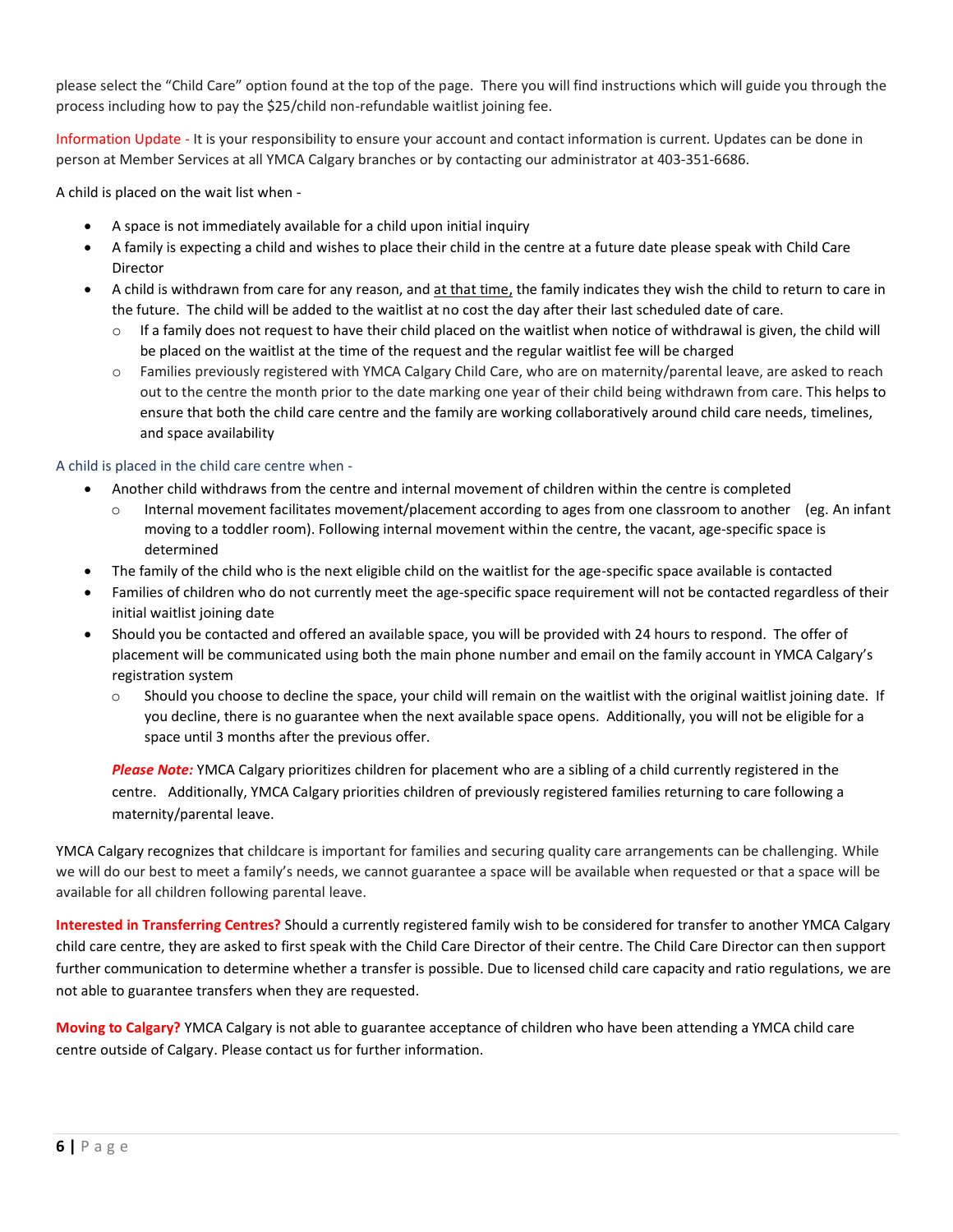please select the "Child Care" option found at the top of the page. There you will find instructions which will guide you through the process including how to pay the $25/child non-refundable waitlist joining fee.

Information Update - It is your responsibility to ensure your account and contact information is current. Updates can be done in person at Member Services at all YMCA Calgary branches or by contacting our administrator at 403-351-6686.

A child is placed on the wait list when -

- A space is not immediately available for a child upon initial inquiry
- A family is expecting a child and wishes to place their child in the centre at a future date please speak with Child Care Director
- A child is withdrawn from care for any reason, and at that time, the family indicates they wish the child to return to care in the future. The child will be added to the waitlist at no cost the day after their last scheduled date of care.
  - If a family does not request to have their child placed on the waitlist when notice of withdrawal is given, the child will be placed on the waitlist at the time of the request and the regular waitlist fee will be charged
  - Families previously registered with YMCA Calgary Child Care, who are on maternity/parental leave, are asked to reach out to the centre the month prior to the date marking one year of their child being withdrawn from care. This helps to ensure that both the child care centre and the family are working collaboratively around child care needs, timelines, and space availability

A child is placed in the child care centre when -

- Another child withdraws from the centre and internal movement of children within the centre is completed
  - Internal movement facilitates movement/placement according to ages from one classroom to another (eg. An infant moving to a toddler room). Following internal movement within the centre, the vacant, age-specific space is determined
- The family of the child who is the next eligible child on the waitlist for the age-specific space available is contacted
- Families of children who do not currently meet the age-specific space requirement will not be contacted regardless of their initial waitlist joining date
- Should you be contacted and offered an available space, you will be provided with 24 hours to respond. The offer of placement will be communicated using both the main phone number and email on the family account in YMCA Calgary's registration system
  - Should you choose to decline the space, your child will remain on the waitlist with the original waitlist joining date. If you decline, there is no guarantee when the next available space opens. Additionally, you will not be eligible for a space until 3 months after the previous offer.

***Please Note:*** YMCA Calgary prioritizes children for placement who are a sibling of a child currently registered in the centre. Additionally, YMCA Calgary priorities children of previously registered families returning to care following a maternity/parental leave.

YMCA Calgary recognizes that childcare is important for families and securing quality care arrangements can be challenging. While we will do our best to meet a family's needs, we cannot guarantee a space will be available when requested or that a space will be available for all children following parental leave.

**Interested in Transferring Centres?** Should a currently registered family wish to be considered for transfer to another YMCA Calgary child care centre, they are asked to first speak with the Child Care Director of their centre. The Child Care Director can then support further communication to determine whether a transfer is possible. Due to licensed child care capacity and ratio regulations, we are not able to guarantee transfers when they are requested.

**Moving to Calgary?** YMCA Calgary is not able to guarantee acceptance of children who have been attending a YMCA child care centre outside of Calgary. Please contact us for further information.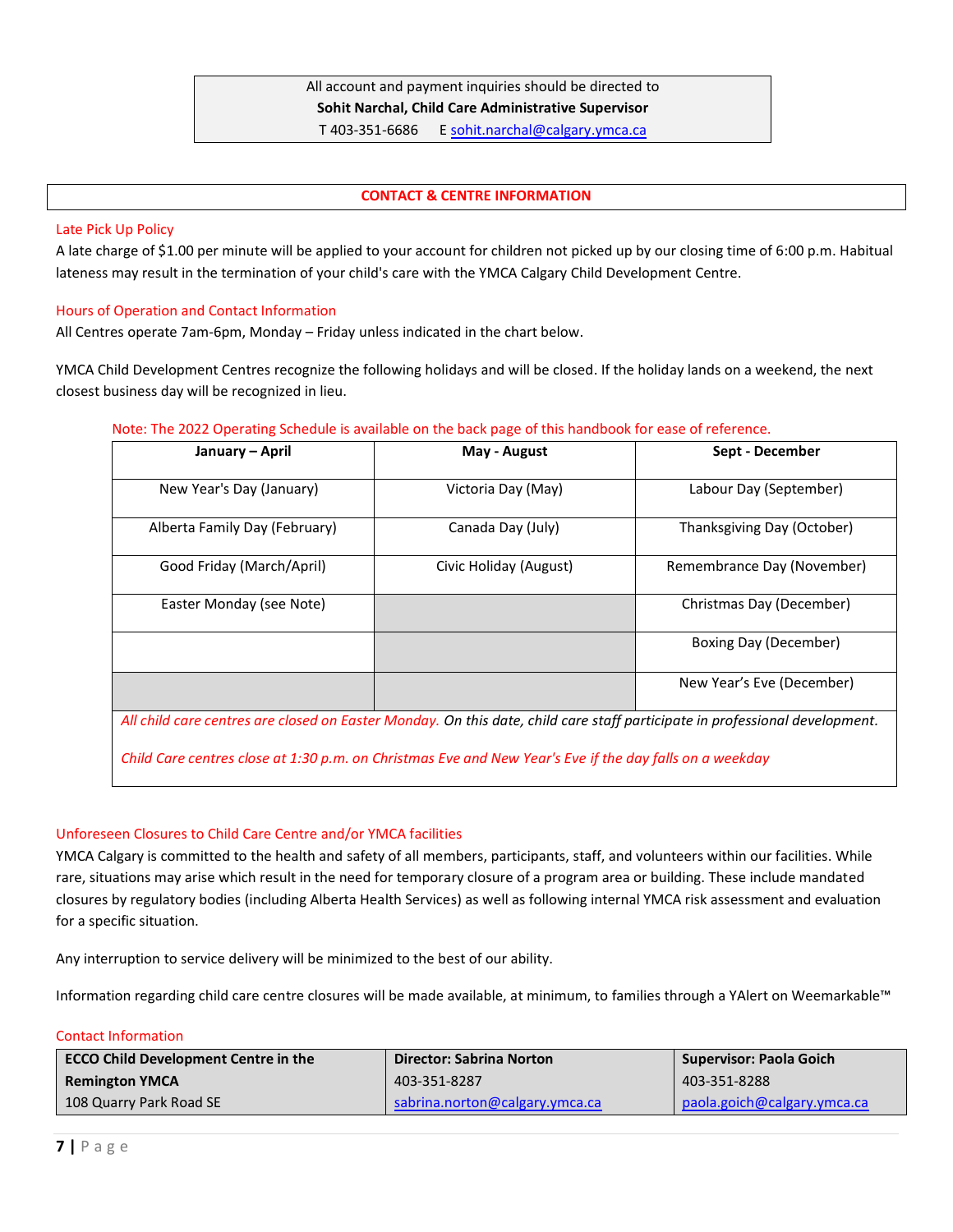All account and payment inquiries should be directed to
**Sohit Narchal, Child Care Administrative Supervisor**
T 403-351-6686 E sohit.narchal@calgary.ymca.ca

## CONTACT & CENTRE INFORMATION

### Late Pick Up Policy

A late charge of $1.00 per minute will be applied to your account for children not picked up by our closing time of 6:00 p.m. Habitual lateness may result in the termination of your child's care with the YMCA Calgary Child Development Centre.

### Hours of Operation and Contact Information

All Centres operate 7am-6pm, Monday – Friday unless indicated in the chart below.

YMCA Child Development Centres recognize the following holidays and will be closed. If the holiday lands on a weekend, the next closest business day will be recognized in lieu.

Note: The 2022 Operating Schedule is available on the back page of this handbook for ease of reference.

| January – April | May - August | Sept - December |
|---|---|---|
| New Year's Day (January) | Victoria Day (May) | Labour Day (September) |
| Alberta Family Day (February) | Canada Day (July) | Thanksgiving Day (October) |
| Good Friday (March/April) | Civic Holiday (August) | Remembrance Day (November) |
| Easter Monday (see Note) | | Christmas Day (December) |
| | | Boxing Day (December) |
| | | New Year's Eve (December) |

*All child care centres are closed on Easter Monday. On this date, child care staff participate in professional development.*

*Child Care centres close at 1:30 p.m. on Christmas Eve and New Year's Eve if the day falls on a weekday*

### Unforeseen Closures to Child Care Centre and/or YMCA facilities

YMCA Calgary is committed to the health and safety of all members, participants, staff, and volunteers within our facilities. While rare, situations may arise which result in the need for temporary closure of a program area or building. These include mandated closures by regulatory bodies (including Alberta Health Services) as well as following internal YMCA risk assessment and evaluation for a specific situation.

Any interruption to service delivery will be minimized to the best of our ability.

Information regarding child care centre closures will be made available, at minimum, to families through a YAlert on Weemarkable™

### Contact Information

| **ECCO Child Development Centre in the Remington YMCA** | **Director: Sabrina Norton** | **Supervisor: Paola Goich** |
|---|---|---|
| 108 Quarry Park Road SE | 403-351-8287<br>sabrina.norton@calgary.ymca.ca | 403-351-8288<br>paola.goich@calgary.ymca.ca |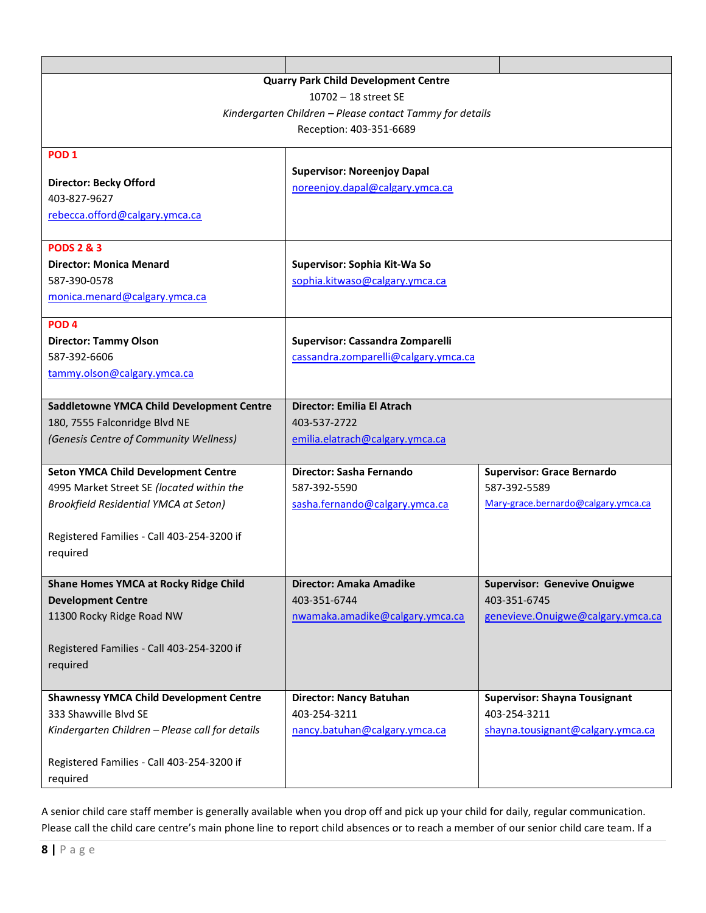| | | |
|---|---|---|
| **Quarry Park Child Development Centre**<br>10702 – 18 street SE<br>*Kindergarten Children – Please contact Tammy for details*<br>Reception: 403-351-6689 | | |
| **POD 1**<br>**Director: Becky Offord**<br>403-827-9627<br>rebecca.offord@calgary.ymca.ca | **Supervisor: Noreenjoy Dapal**<br>noreenjoy.dapal@calgary.ymca.ca | |
| **PODS 2 & 3**<br>**Director: Monica Menard**<br>587-390-0578<br>monica.menard@calgary.ymca.ca | **Supervisor: Sophia Kit-Wa So**<br>sophia.kitwaso@calgary.ymca.ca | |
| **POD 4**<br>**Director: Tammy Olson**<br>587-392-6606<br>tammy.olson@calgary.ymca.ca | **Supervisor: Cassandra Zomparelli**<br>cassandra.zomparelli@calgary.ymca.ca | |
| **Saddletowne YMCA Child Development Centre**<br>180, 7555 Falconridge Blvd NE<br>*(Genesis Centre of Community Wellness)* | **Director: Emilia El Atrach**<br>403-537-2722<br>emilia.elatrach@calgary.ymca.ca | |
| **Seton YMCA Child Development Centre**<br>4995 Market Street SE *(located within the Brookfield Residential YMCA at Seton)*<br><br>Registered Families - Call 403-254-3200 if required | **Director: Sasha Fernando**<br>587-392-5590<br>sasha.fernando@calgary.ymca.ca | **Supervisor: Grace Bernardo**<br>587-392-5589<br>Mary-grace.bernardo@calgary.ymca.ca |
| **Shane Homes YMCA at Rocky Ridge Child Development Centre**<br>11300 Rocky Ridge Road NW<br><br>Registered Families - Call 403-254-3200 if required | **Director: Amaka Amadike**<br>403-351-6744<br>nwamaka.amadike@calgary.ymca.ca | **Supervisor: Genevive Onuigwe**<br>403-351-6745<br>genevieve.Onuigwe@calgary.ymca.ca |
| **Shawnessy YMCA Child Development Centre**<br>333 Shawville Blvd SE<br>*Kindergarten Children – Please call for details*<br><br>Registered Families - Call 403-254-3200 if required | **Director: Nancy Batuhan**<br>403-254-3211<br>nancy.batuhan@calgary.ymca.ca | **Supervisor: Shayna Tousignant**<br>403-254-3211<br>shayna.tousignant@calgary.ymca.ca |

A senior child care staff member is generally available when you drop off and pick up your child for daily, regular communication. Please call the child care centre's main phone line to report child absences or to reach a member of our senior child care team. If a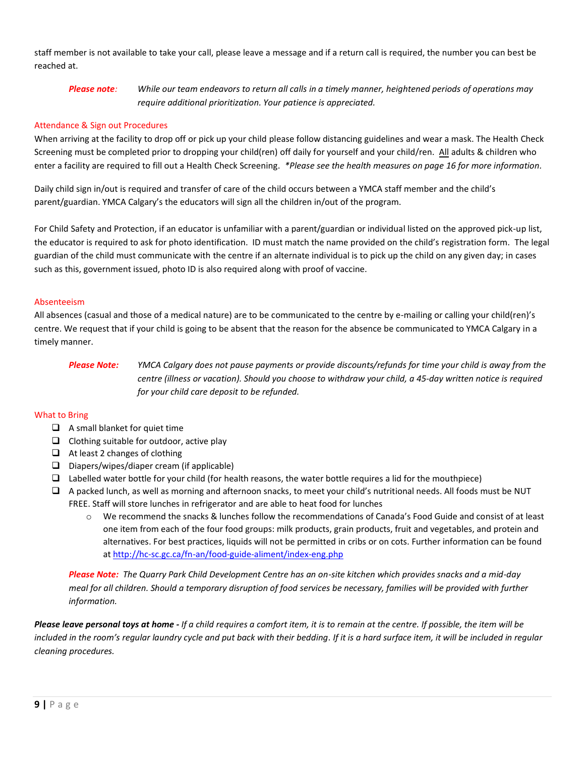staff member is not available to take your call, please leave a message and if a return call is required, the number you can best be reached at.

> ***Please note**: While our team endeavors to return all calls in a timely manner, heightened periods of operations may require additional prioritization. Your patience is appreciated.*

## Attendance & Sign out Procedures

When arriving at the facility to drop off or pick up your child please follow distancing guidelines and wear a mask. The Health Check Screening must be completed prior to dropping your child(ren) off daily for yourself and your child/ren. <u>All</u> adults & children who enter a facility are required to fill out a Health Check Screening. *\*Please see the health measures on page 16 for more information.*

Daily child sign in/out is required and transfer of care of the child occurs between a YMCA staff member and the child's parent/guardian. YMCA Calgary's the educators will sign all the children in/out of the program.

For Child Safety and Protection, if an educator is unfamiliar with a parent/guardian or individual listed on the approved pick-up list, the educator is required to ask for photo identification. ID must match the name provided on the child's registration form. The legal guardian of the child must communicate with the centre if an alternate individual is to pick up the child on any given day; in cases such as this, government issued, photo ID is also required along with proof of vaccine.

## Absenteeism

All absences (casual and those of a medical nature) are to be communicated to the centre by e-mailing or calling your child(ren)'s centre. We request that if your child is going to be absent that the reason for the absence be communicated to YMCA Calgary in a timely manner.

> ***Please Note:** YMCA Calgary does not pause payments or provide discounts/refunds for time your child is away from the centre (illness or vacation). Should you choose to withdraw your child, a 45-day written notice is required for your child care deposit to be refunded.*

## What to Bring

- ❑ A small blanket for quiet time
- ❑ Clothing suitable for outdoor, active play
- ❑ At least 2 changes of clothing
- ❑ Diapers/wipes/diaper cream (if applicable)
- ❑ Labelled water bottle for your child (for health reasons, the water bottle requires a lid for the mouthpiece)
- ❑ A packed lunch, as well as morning and afternoon snacks, to meet your child's nutritional needs. All foods must be NUT FREE. Staff will store lunches in refrigerator and are able to heat food for lunches
  - We recommend the snacks & lunches follow the recommendations of Canada's Food Guide and consist of at least one item from each of the four food groups: milk products, grain products, fruit and vegetables, and protein and alternatives. For best practices, liquids will not be permitted in cribs or on cots. Further information can be found at [http://hc-sc.gc.ca/fn-an/food-guide-aliment/index-eng.php](http://hc-sc.gc.ca/fn-an/food-guide-aliment/index-eng.php)

> ***Please Note:** The Quarry Park Child Development Centre has an on-site kitchen which provides snacks and a mid-day meal for all children. Should a temporary disruption of food services be necessary, families will be provided with further information.*

***Please leave personal toys at home -** If a child requires a comfort item, it is to remain at the centre. If possible, the item will be included in the room's regular laundry cycle and put back with their bedding. If it is a hard surface item, it will be included in regular cleaning procedures.*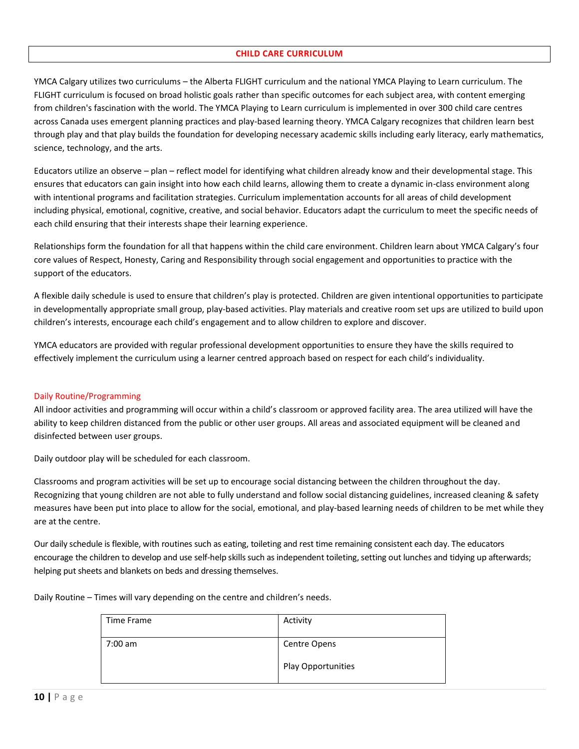## CHILD CARE CURRICULUM

YMCA Calgary utilizes two curriculums – the Alberta FLIGHT curriculum and the national YMCA Playing to Learn curriculum. The FLIGHT curriculum is focused on broad holistic goals rather than specific outcomes for each subject area, with content emerging from children's fascination with the world. The YMCA Playing to Learn curriculum is implemented in over 300 child care centres across Canada uses emergent planning practices and play-based learning theory. YMCA Calgary recognizes that children learn best through play and that play builds the foundation for developing necessary academic skills including early literacy, early mathematics, science, technology, and the arts.

Educators utilize an observe – plan – reflect model for identifying what children already know and their developmental stage. This ensures that educators can gain insight into how each child learns, allowing them to create a dynamic in-class environment along with intentional programs and facilitation strategies. Curriculum implementation accounts for all areas of child development including physical, emotional, cognitive, creative, and social behavior. Educators adapt the curriculum to meet the specific needs of each child ensuring that their interests shape their learning experience.

Relationships form the foundation for all that happens within the child care environment. Children learn about YMCA Calgary's four core values of Respect, Honesty, Caring and Responsibility through social engagement and opportunities to practice with the support of the educators.

A flexible daily schedule is used to ensure that children's play is protected. Children are given intentional opportunities to participate in developmentally appropriate small group, play-based activities. Play materials and creative room set ups are utilized to build upon children's interests, encourage each child's engagement and to allow children to explore and discover.

YMCA educators are provided with regular professional development opportunities to ensure they have the skills required to effectively implement the curriculum using a learner centred approach based on respect for each child's individuality.

### Daily Routine/Programming

All indoor activities and programming will occur within a child's classroom or approved facility area. The area utilized will have the ability to keep children distanced from the public or other user groups. All areas and associated equipment will be cleaned and disinfected between user groups.

Daily outdoor play will be scheduled for each classroom.

Classrooms and program activities will be set up to encourage social distancing between the children throughout the day. Recognizing that young children are not able to fully understand and follow social distancing guidelines, increased cleaning & safety measures have been put into place to allow for the social, emotional, and play-based learning needs of children to be met while they are at the centre.

Our daily schedule is flexible, with routines such as eating, toileting and rest time remaining consistent each day. The educators encourage the children to develop and use self-help skills such as independent toileting, setting out lunches and tidying up afterwards; helping put sheets and blankets on beds and dressing themselves.

Daily Routine – Times will vary depending on the centre and children's needs.

| Time Frame | Activity |
|---|---|
| 7:00 am | Centre Opens<br><br>Play Opportunities |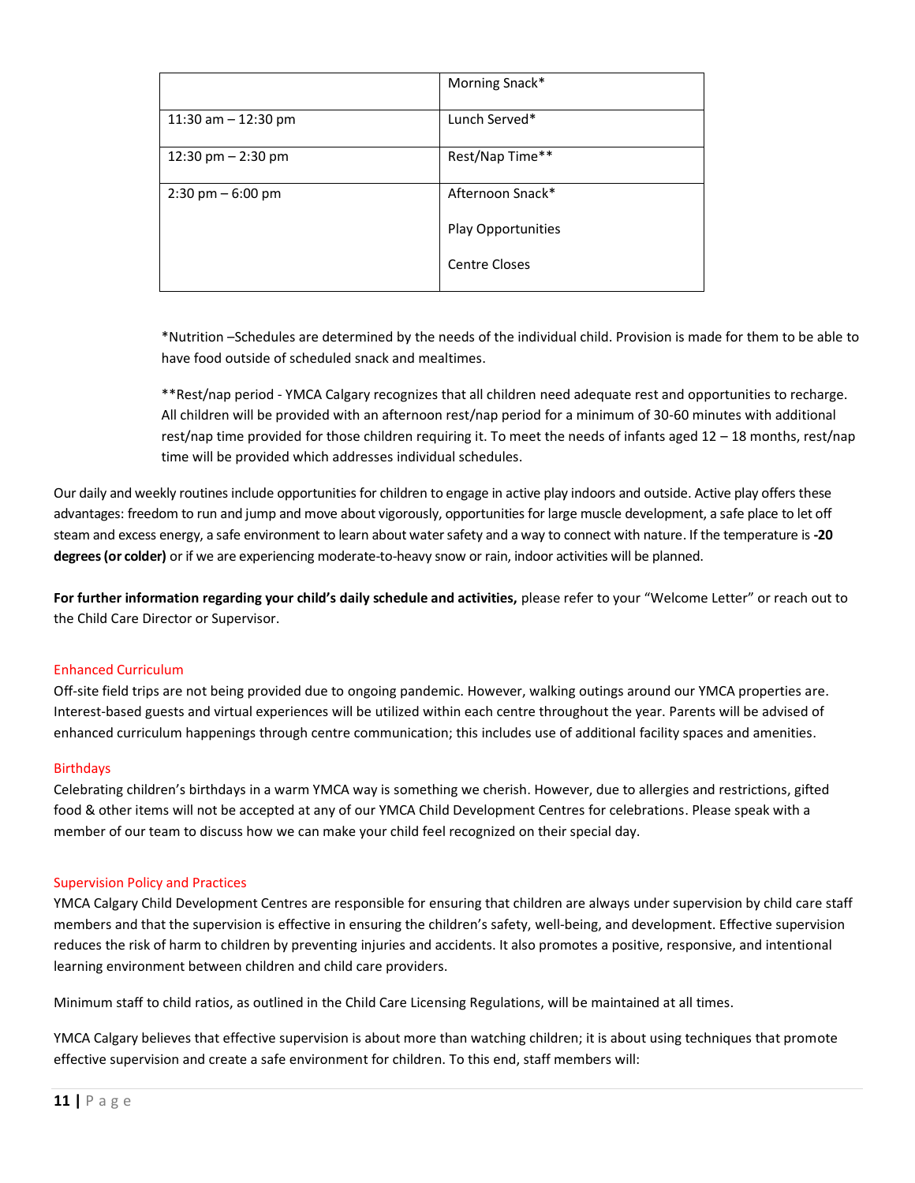| | |
|---|---|
| | Morning Snack* |
| 11:30 am – 12:30 pm | Lunch Served* |
| 12:30 pm – 2:30 pm | Rest/Nap Time** |
| 2:30 pm – 6:00 pm | Afternoon Snack*<br><br>Play Opportunities<br><br>Centre Closes |

*Nutrition –Schedules are determined by the needs of the individual child. Provision is made for them to be able to have food outside of scheduled snack and mealtimes.

**Rest/nap period - YMCA Calgary recognizes that all children need adequate rest and opportunities to recharge. All children will be provided with an afternoon rest/nap period for a minimum of 30-60 minutes with additional rest/nap time provided for those children requiring it. To meet the needs of infants aged 12 – 18 months, rest/nap time will be provided which addresses individual schedules.

Our daily and weekly routines include opportunities for children to engage in active play indoors and outside. Active play offers these advantages: freedom to run and jump and move about vigorously, opportunities for large muscle development, a safe place to let off steam and excess energy, a safe environment to learn about water safety and a way to connect with nature. If the temperature is **-20 degrees (or colder)** or if we are experiencing moderate-to-heavy snow or rain, indoor activities will be planned.

**For further information regarding your child's daily schedule and activities,** please refer to your "Welcome Letter" or reach out to the Child Care Director or Supervisor.

## Enhanced Curriculum

Off-site field trips are not being provided due to ongoing pandemic. However, walking outings around our YMCA properties are. Interest-based guests and virtual experiences will be utilized within each centre throughout the year. Parents will be advised of enhanced curriculum happenings through centre communication; this includes use of additional facility spaces and amenities.

## Birthdays

Celebrating children's birthdays in a warm YMCA way is something we cherish. However, due to allergies and restrictions, gifted food & other items will not be accepted at any of our YMCA Child Development Centres for celebrations. Please speak with a member of our team to discuss how we can make your child feel recognized on their special day.

## Supervision Policy and Practices

YMCA Calgary Child Development Centres are responsible for ensuring that children are always under supervision by child care staff members and that the supervision is effective in ensuring the children's safety, well-being, and development. Effective supervision reduces the risk of harm to children by preventing injuries and accidents. It also promotes a positive, responsive, and intentional learning environment between children and child care providers.

Minimum staff to child ratios, as outlined in the Child Care Licensing Regulations, will be maintained at all times.

YMCA Calgary believes that effective supervision is about more than watching children; it is about using techniques that promote effective supervision and create a safe environment for children. To this end, staff members will: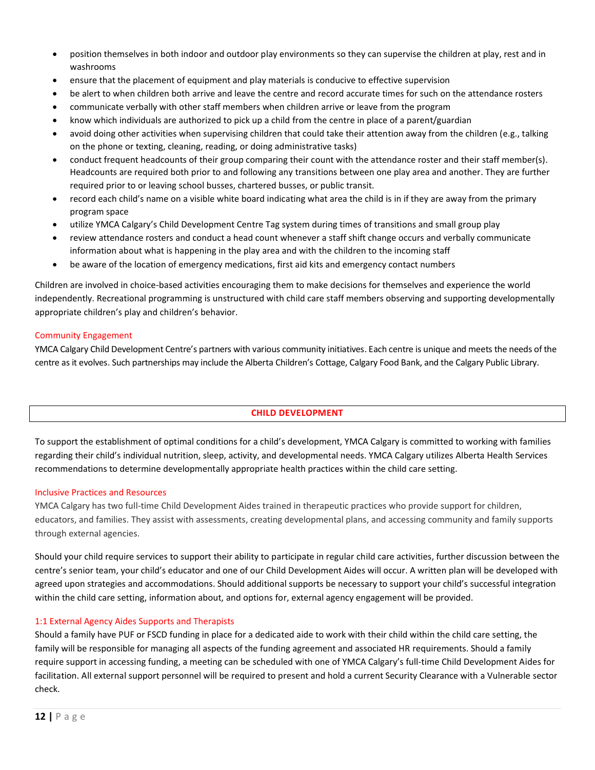- position themselves in both indoor and outdoor play environments so they can supervise the children at play, rest and in washrooms
- ensure that the placement of equipment and play materials is conducive to effective supervision
- be alert to when children both arrive and leave the centre and record accurate times for such on the attendance rosters
- communicate verbally with other staff members when children arrive or leave from the program
- know which individuals are authorized to pick up a child from the centre in place of a parent/guardian
- avoid doing other activities when supervising children that could take their attention away from the children (e.g., talking on the phone or texting, cleaning, reading, or doing administrative tasks)
- conduct frequent headcounts of their group comparing their count with the attendance roster and their staff member(s). Headcounts are required both prior to and following any transitions between one play area and another. They are further required prior to or leaving school busses, chartered busses, or public transit.
- record each child's name on a visible white board indicating what area the child is in if they are away from the primary program space
- utilize YMCA Calgary's Child Development Centre Tag system during times of transitions and small group play
- review attendance rosters and conduct a head count whenever a staff shift change occurs and verbally communicate information about what is happening in the play area and with the children to the incoming staff
- be aware of the location of emergency medications, first aid kits and emergency contact numbers

Children are involved in choice-based activities encouraging them to make decisions for themselves and experience the world independently. Recreational programming is unstructured with child care staff members observing and supporting developmentally appropriate children's play and children's behavior.

### Community Engagement

YMCA Calgary Child Development Centre's partners with various community initiatives. Each centre is unique and meets the needs of the centre as it evolves. Such partnerships may include the Alberta Children's Cottage, Calgary Food Bank, and the Calgary Public Library.

## CHILD DEVELOPMENT

To support the establishment of optimal conditions for a child's development, YMCA Calgary is committed to working with families regarding their child's individual nutrition, sleep, activity, and developmental needs. YMCA Calgary utilizes Alberta Health Services recommendations to determine developmentally appropriate health practices within the child care setting.

### Inclusive Practices and Resources

YMCA Calgary has two full-time Child Development Aides trained in therapeutic practices who provide support for children, educators, and families. They assist with assessments, creating developmental plans, and accessing community and family supports through external agencies.

Should your child require services to support their ability to participate in regular child care activities, further discussion between the centre's senior team, your child's educator and one of our Child Development Aides will occur. A written plan will be developed with agreed upon strategies and accommodations. Should additional supports be necessary to support your child's successful integration within the child care setting, information about, and options for, external agency engagement will be provided.

### 1:1 External Agency Aides Supports and Therapists

Should a family have PUF or FSCD funding in place for a dedicated aide to work with their child within the child care setting, the family will be responsible for managing all aspects of the funding agreement and associated HR requirements. Should a family require support in accessing funding, a meeting can be scheduled with one of YMCA Calgary's full-time Child Development Aides for facilitation. All external support personnel will be required to present and hold a current Security Clearance with a Vulnerable sector check.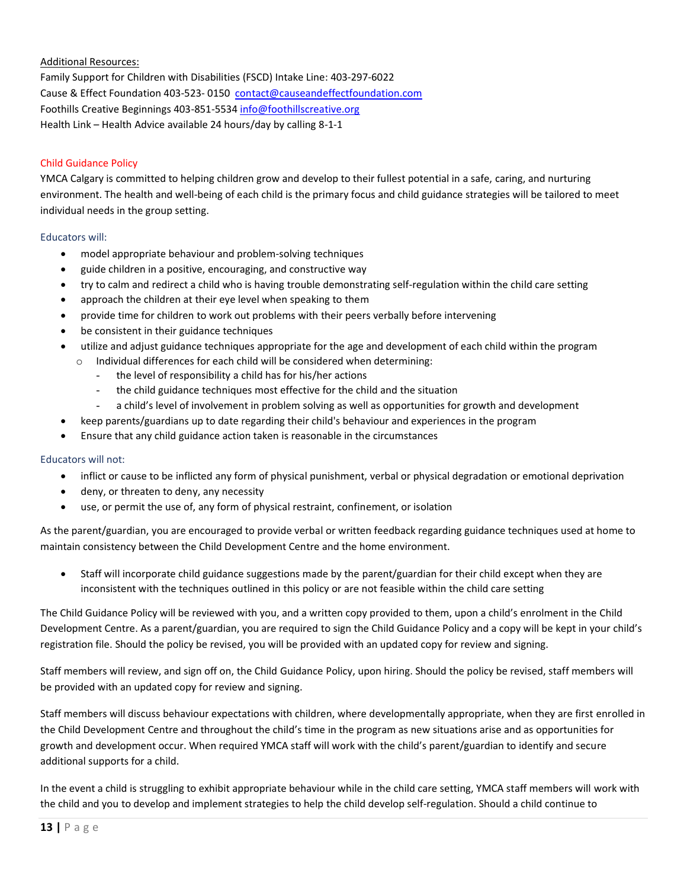Additional Resources:

Family Support for Children with Disabilities (FSCD) Intake Line: 403-297-6022
Cause & Effect Foundation 403-523- 0150 contact@causeandeffectfoundation.com
Foothills Creative Beginnings 403-851-5534 info@foothillscreative.org
Health Link – Health Advice available 24 hours/day by calling 8-1-1

## Child Guidance Policy

YMCA Calgary is committed to helping children grow and develop to their fullest potential in a safe, caring, and nurturing environment. The health and well-being of each child is the primary focus and child guidance strategies will be tailored to meet individual needs in the group setting.

### Educators will:

- model appropriate behaviour and problem-solving techniques
- guide children in a positive, encouraging, and constructive way
- try to calm and redirect a child who is having trouble demonstrating self-regulation within the child care setting
- approach the children at their eye level when speaking to them
- provide time for children to work out problems with their peers verbally before intervening
- be consistent in their guidance techniques
- utilize and adjust guidance techniques appropriate for the age and development of each child within the program
  - Individual differences for each child will be considered when determining:
    - the level of responsibility a child has for his/her actions
    - the child guidance techniques most effective for the child and the situation
    - a child's level of involvement in problem solving as well as opportunities for growth and development
- keep parents/guardians up to date regarding their child's behaviour and experiences in the program
- Ensure that any child guidance action taken is reasonable in the circumstances

### Educators will not:

- inflict or cause to be inflicted any form of physical punishment, verbal or physical degradation or emotional deprivation
- deny, or threaten to deny, any necessity
- use, or permit the use of, any form of physical restraint, confinement, or isolation

As the parent/guardian, you are encouraged to provide verbal or written feedback regarding guidance techniques used at home to maintain consistency between the Child Development Centre and the home environment.

- Staff will incorporate child guidance suggestions made by the parent/guardian for their child except when they are inconsistent with the techniques outlined in this policy or are not feasible within the child care setting

The Child Guidance Policy will be reviewed with you, and a written copy provided to them, upon a child's enrolment in the Child Development Centre. As a parent/guardian, you are required to sign the Child Guidance Policy and a copy will be kept in your child's registration file. Should the policy be revised, you will be provided with an updated copy for review and signing.

Staff members will review, and sign off on, the Child Guidance Policy, upon hiring. Should the policy be revised, staff members will be provided with an updated copy for review and signing.

Staff members will discuss behaviour expectations with children, where developmentally appropriate, when they are first enrolled in the Child Development Centre and throughout the child's time in the program as new situations arise and as opportunities for growth and development occur. When required YMCA staff will work with the child's parent/guardian to identify and secure additional supports for a child.

In the event a child is struggling to exhibit appropriate behaviour while in the child care setting, YMCA staff members will work with the child and you to develop and implement strategies to help the child develop self-regulation. Should a child continue to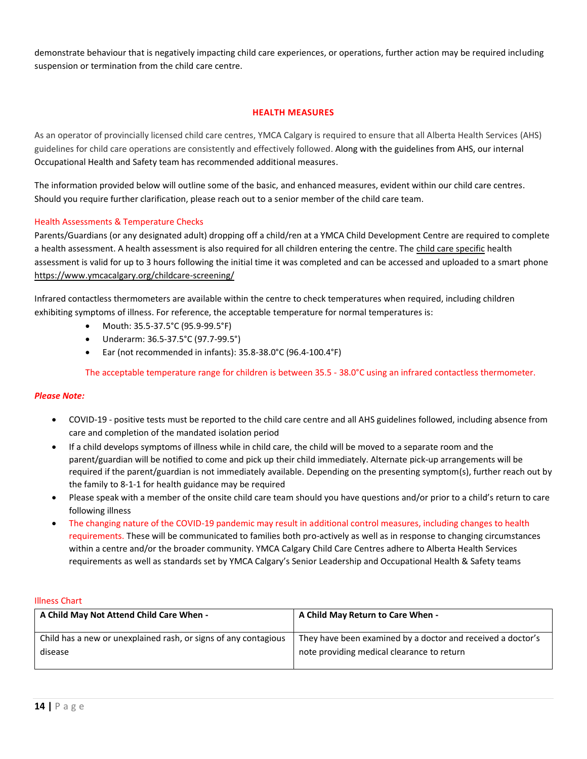demonstrate behaviour that is negatively impacting child care experiences, or operations, further action may be required including suspension or termination from the child care centre.

## HEALTH MEASURES

As an operator of provincially licensed child care centres, YMCA Calgary is required to ensure that all Alberta Health Services (AHS) guidelines for child care operations are consistently and effectively followed. Along with the guidelines from AHS, our internal Occupational Health and Safety team has recommended additional measures.

The information provided below will outline some of the basic, and enhanced measures, evident within our child care centres. Should you require further clarification, please reach out to a senior member of the child care team.

### Health Assessments & Temperature Checks

Parents/Guardians (or any designated adult) dropping off a child/ren at a YMCA Child Development Centre are required to complete a health assessment. A health assessment is also required for all children entering the centre. The child care specific health assessment is valid for up to 3 hours following the initial time it was completed and can be accessed and uploaded to a smart phone https://www.ymcacalgary.org/childcare-screening/

Infrared contactless thermometers are available within the centre to check temperatures when required, including children exhibiting symptoms of illness. For reference, the acceptable temperature for normal temperatures is:

- Mouth: 35.5-37.5°C (95.9-99.5°F)
- Underarm: 36.5-37.5°C (97.7-99.5°)
- Ear (not recommended in infants): 35.8-38.0°C (96.4-100.4°F)

The acceptable temperature range for children is between 35.5 - 38.0°C using an infrared contactless thermometer.

***Please Note:***

- COVID-19 - positive tests must be reported to the child care centre and all AHS guidelines followed, including absence from care and completion of the mandated isolation period
- If a child develops symptoms of illness while in child care, the child will be moved to a separate room and the parent/guardian will be notified to come and pick up their child immediately. Alternate pick-up arrangements will be required if the parent/guardian is not immediately available. Depending on the presenting symptom(s), further reach out by the family to 8-1-1 for health guidance may be required
- Please speak with a member of the onsite child care team should you have questions and/or prior to a child's return to care following illness
- The changing nature of the COVID-19 pandemic may result in additional control measures, including changes to health requirements. These will be communicated to families both pro-actively as well as in response to changing circumstances within a centre and/or the broader community. YMCA Calgary Child Care Centres adhere to Alberta Health Services requirements as well as standards set by YMCA Calgary's Senior Leadership and Occupational Health & Safety teams

### Illness Chart

| A Child May Not Attend Child Care When - | A Child May Return to Care When - |
|---|---|
| Child has a new or unexplained rash, or signs of any contagious disease | They have been examined by a doctor and received a doctor's note providing medical clearance to return |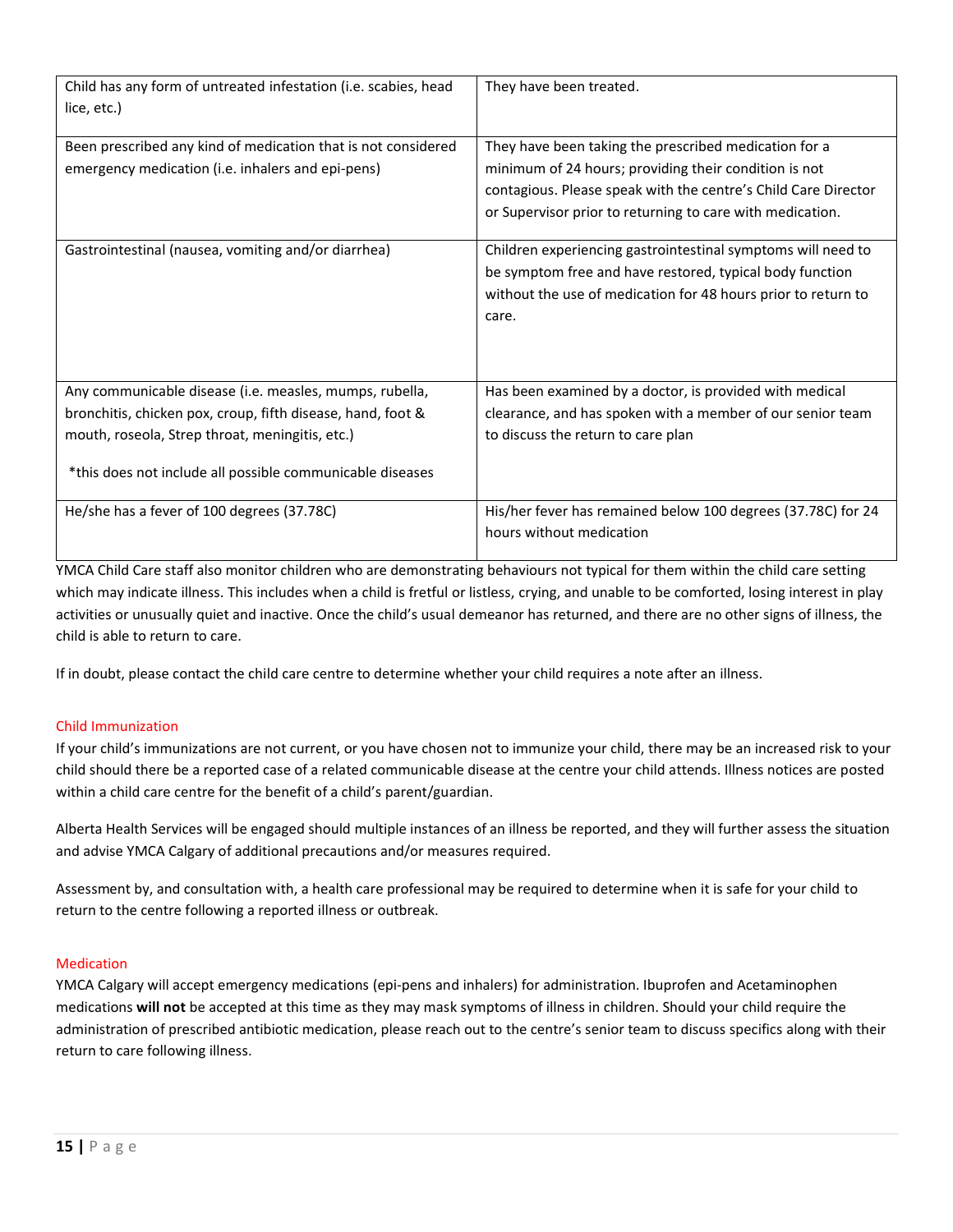| | |
|---|---|
| Child has any form of untreated infestation (i.e. scabies, head lice, etc.) | They have been treated. |
| Been prescribed any kind of medication that is not considered emergency medication (i.e. inhalers and epi-pens) | They have been taking the prescribed medication for a minimum of 24 hours; providing their condition is not contagious. Please speak with the centre's Child Care Director or Supervisor prior to returning to care with medication. |
| Gastrointestinal (nausea, vomiting and/or diarrhea) | Children experiencing gastrointestinal symptoms will need to be symptom free and have restored, typical body function without the use of medication for 48 hours prior to return to care. |
| Any communicable disease (i.e. measles, mumps, rubella, bronchitis, chicken pox, croup, fifth disease, hand, foot & mouth, roseola, Strep throat, meningitis, etc.)<br><br>*this does not include all possible communicable diseases | Has been examined by a doctor, is provided with medical clearance, and has spoken with a member of our senior team to discuss the return to care plan |
| He/she has a fever of 100 degrees (37.78C) | His/her fever has remained below 100 degrees (37.78C) for 24 hours without medication |

YMCA Child Care staff also monitor children who are demonstrating behaviours not typical for them within the child care setting which may indicate illness. This includes when a child is fretful or listless, crying, and unable to be comforted, losing interest in play activities or unusually quiet and inactive. Once the child's usual demeanor has returned, and there are no other signs of illness, the child is able to return to care.

If in doubt, please contact the child care centre to determine whether your child requires a note after an illness.

## Child Immunization

If your child's immunizations are not current, or you have chosen not to immunize your child, there may be an increased risk to your child should there be a reported case of a related communicable disease at the centre your child attends. Illness notices are posted within a child care centre for the benefit of a child's parent/guardian.

Alberta Health Services will be engaged should multiple instances of an illness be reported, and they will further assess the situation and advise YMCA Calgary of additional precautions and/or measures required.

Assessment by, and consultation with, a health care professional may be required to determine when it is safe for your child to return to the centre following a reported illness or outbreak.

## Medication

YMCA Calgary will accept emergency medications (epi-pens and inhalers) for administration. Ibuprofen and Acetaminophen medications **will not** be accepted at this time as they may mask symptoms of illness in children. Should your child require the administration of prescribed antibiotic medication, please reach out to the centre's senior team to discuss specifics along with their return to care following illness.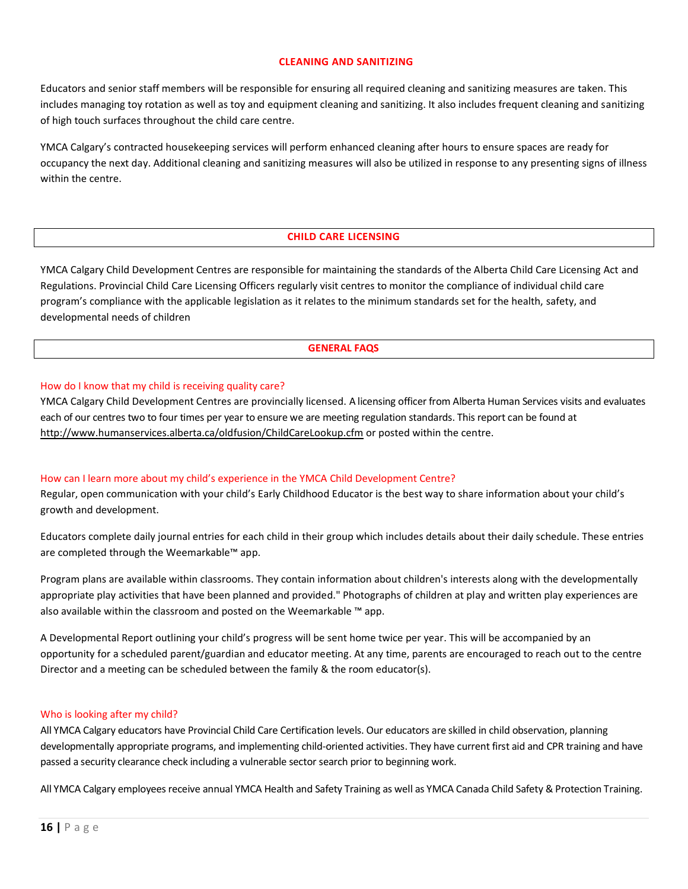## CLEANING AND SANITIZING

Educators and senior staff members will be responsible for ensuring all required cleaning and sanitizing measures are taken. This includes managing toy rotation as well as toy and equipment cleaning and sanitizing. It also includes frequent cleaning and sanitizing of high touch surfaces throughout the child care centre.

YMCA Calgary's contracted housekeeping services will perform enhanced cleaning after hours to ensure spaces are ready for occupancy the next day. Additional cleaning and sanitizing measures will also be utilized in response to any presenting signs of illness within the centre.

## CHILD CARE LICENSING

YMCA Calgary Child Development Centres are responsible for maintaining the standards of the Alberta Child Care Licensing Act and Regulations. Provincial Child Care Licensing Officers regularly visit centres to monitor the compliance of individual child care program's compliance with the applicable legislation as it relates to the minimum standards set for the health, safety, and developmental needs of children

## GENERAL FAQS

### How do I know that my child is receiving quality care?

YMCA Calgary Child Development Centres are provincially licensed. A licensing officer from Alberta Human Services visits and evaluates each of our centres two to four times per year to ensure we are meeting regulation standards. This report can be found at http://www.humanservices.alberta.ca/oldfusion/ChildCareLookup.cfm or posted within the centre.

### How can I learn more about my child's experience in the YMCA Child Development Centre?

Regular, open communication with your child's Early Childhood Educator is the best way to share information about your child's growth and development.

Educators complete daily journal entries for each child in their group which includes details about their daily schedule. These entries are completed through the Weemarkable™ app.

Program plans are available within classrooms. They contain information about children's interests along with the developmentally appropriate play activities that have been planned and provided." Photographs of children at play and written play experiences are also available within the classroom and posted on the Weemarkable ™ app.

A Developmental Report outlining your child's progress will be sent home twice per year. This will be accompanied by an opportunity for a scheduled parent/guardian and educator meeting. At any time, parents are encouraged to reach out to the centre Director and a meeting can be scheduled between the family & the room educator(s).

### Who is looking after my child?

All YMCA Calgary educators have Provincial Child Care Certification levels. Our educators are skilled in child observation, planning developmentally appropriate programs, and implementing child-oriented activities. They have current first aid and CPR training and have passed a security clearance check including a vulnerable sector search prior to beginning work.

All YMCA Calgary employees receive annual YMCA Health and Safety Training as well as YMCA Canada Child Safety & Protection Training.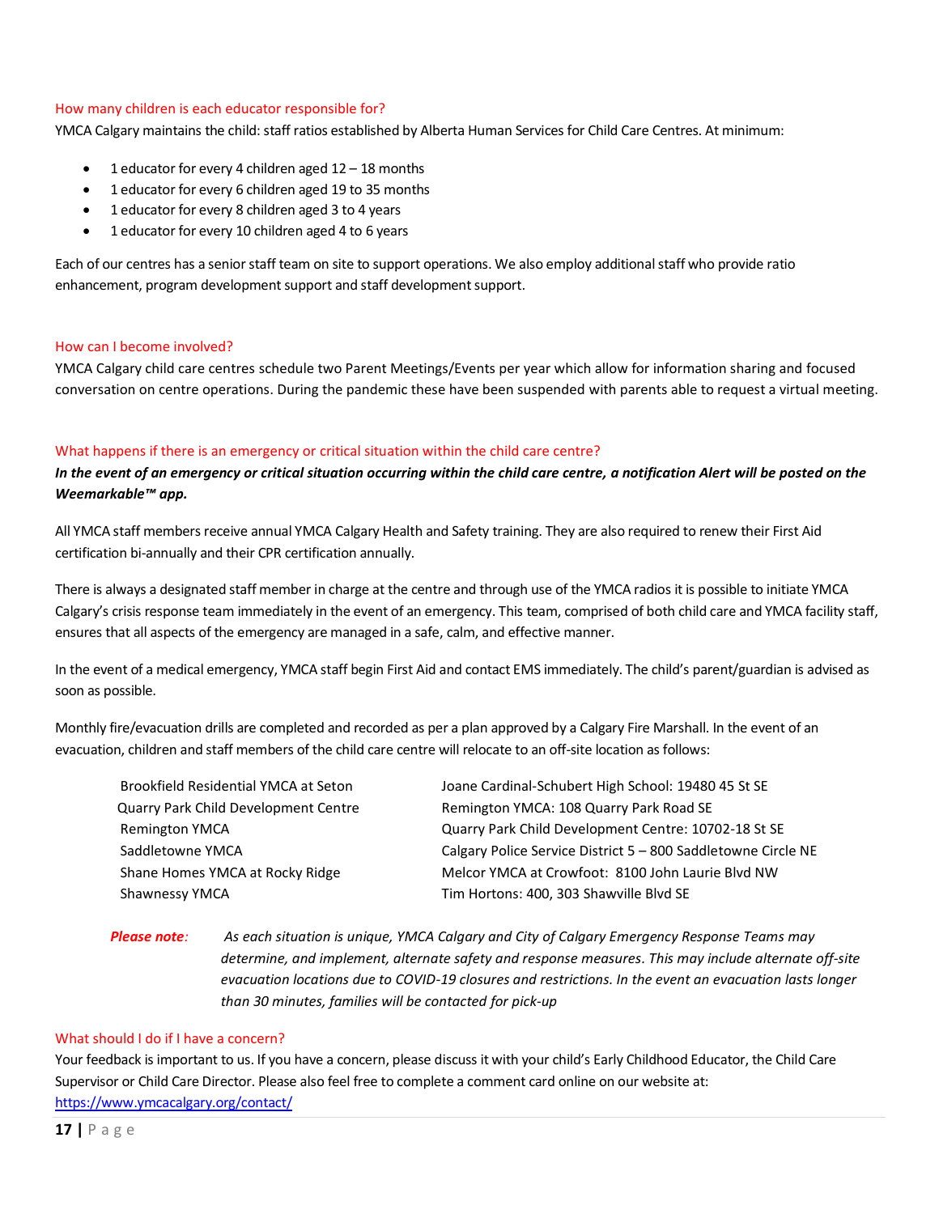### How many children is each educator responsible for?

YMCA Calgary maintains the child: staff ratios established by Alberta Human Services for Child Care Centres. At minimum:

- 1 educator for every 4 children aged 12 – 18 months
- 1 educator for every 6 children aged 19 to 35 months
- 1 educator for every 8 children aged 3 to 4 years
- 1 educator for every 10 children aged 4 to 6 years

Each of our centres has a senior staff team on site to support operations. We also employ additional staff who provide ratio enhancement, program development support and staff development support.

### How can I become involved?

YMCA Calgary child care centres schedule two Parent Meetings/Events per year which allow for information sharing and focused conversation on centre operations. During the pandemic these have been suspended with parents able to request a virtual meeting.

### What happens if there is an emergency or critical situation within the child care centre?

***In the event of an emergency or critical situation occurring within the child care centre, a notification Alert will be posted on the Weemarkable™ app.***

All YMCA staff members receive annual YMCA Calgary Health and Safety training. They are also required to renew their First Aid certification bi-annually and their CPR certification annually.

There is always a designated staff member in charge at the centre and through use of the YMCA radios it is possible to initiate YMCA Calgary's crisis response team immediately in the event of an emergency. This team, comprised of both child care and YMCA facility staff, ensures that all aspects of the emergency are managed in a safe, calm, and effective manner.

In the event of a medical emergency, YMCA staff begin First Aid and contact EMS immediately. The child's parent/guardian is advised as soon as possible.

Monthly fire/evacuation drills are completed and recorded as per a plan approved by a Calgary Fire Marshall. In the event of an evacuation, children and staff members of the child care centre will relocate to an off-site location as follows:

| | |
|---|---|
| Brookfield Residential YMCA at Seton | Joane Cardinal-Schubert High School: 19480 45 St SE |
| Quarry Park Child Development Centre | Remington YMCA: 108 Quarry Park Road SE |
| Remington YMCA | Quarry Park Child Development Centre: 10702-18 St SE |
| Saddletowne YMCA | Calgary Police Service District 5 – 800 Saddletowne Circle NE |
| Shane Homes YMCA at Rocky Ridge | Melcor YMCA at Crowfoot: 8100 John Laurie Blvd NW |
| Shawnessy YMCA | Tim Hortons: 400, 303 Shawville Blvd SE |

***Please note**: As each situation is unique, YMCA Calgary and City of Calgary Emergency Response Teams may determine, and implement, alternate safety and response measures. This may include alternate off-site evacuation locations due to COVID-19 closures and restrictions. In the event an evacuation lasts longer than 30 minutes, families will be contacted for pick-up*

### What should I do if I have a concern?

Your feedback is important to us. If you have a concern, please discuss it with your child's Early Childhood Educator, the Child Care Supervisor or Child Care Director. Please also feel free to complete a comment card online on our website at: https://www.ymcacalgary.org/contact/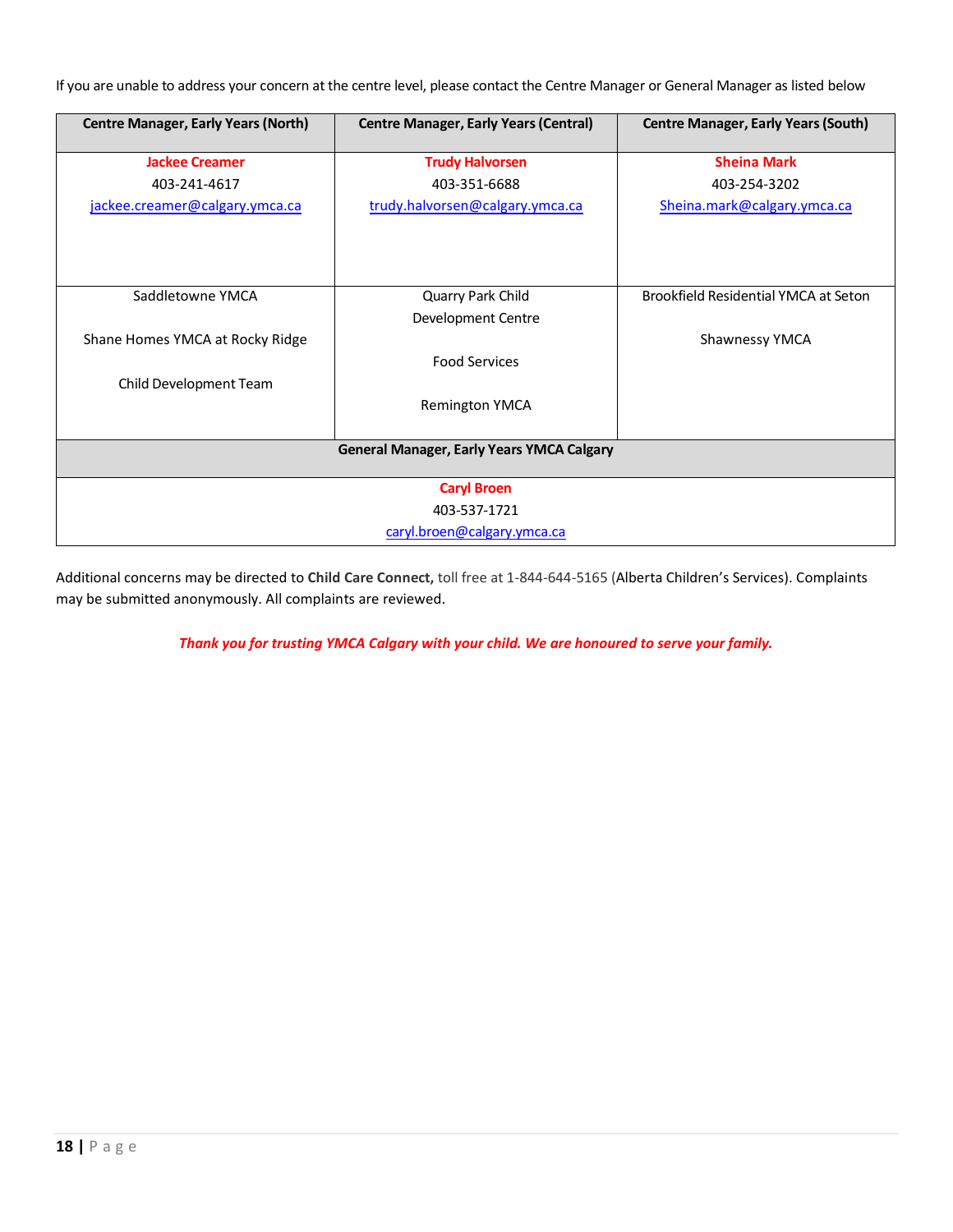If you are unable to address your concern at the centre level, please contact the Centre Manager or General Manager as listed below

| Centre Manager, Early Years (North) | Centre Manager, Early Years (Central) | Centre Manager, Early Years (South) |
|---|---|---|
| **Jackee Creamer**<br>403-241-4617<br>jackee.creamer@calgary.ymca.ca | **Trudy Halvorsen**<br>403-351-6688<br>trudy.halvorsen@calgary.ymca.ca | **Sheina Mark**<br>403-254-3202<br>Sheina.mark@calgary.ymca.ca |
| Saddletowne YMCA<br><br>Shane Homes YMCA at Rocky Ridge<br><br>Child Development Team | Quarry Park Child Development Centre<br><br>Food Services<br><br>Remington YMCA | Brookfield Residential YMCA at Seton<br><br>Shawnessy YMCA |

| General Manager, Early Years YMCA Calgary |
|---|
| **Caryl Broen**<br>403-537-1721<br>caryl.broen@calgary.ymca.ca |

Additional concerns may be directed to **Child Care Connect,** toll free at 1-844-644-5165 (Alberta Children's Services). Complaints may be submitted anonymously. All complaints are reviewed.

***Thank you for trusting YMCA Calgary with your child. We are honoured to serve your family.***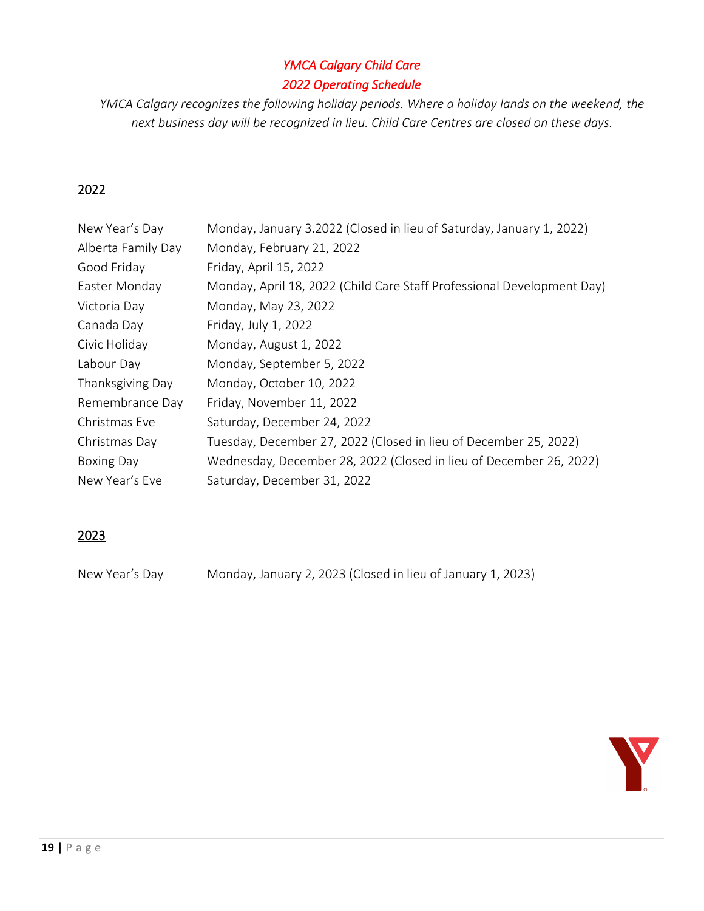*YMCA Calgary Child Care*

*2022 Operating Schedule*

*YMCA Calgary recognizes the following holiday periods. Where a holiday lands on the weekend, the next business day will be recognized in lieu. Child Care Centres are closed on these days.*

## 2022

| | |
|---|---|
| New Year's Day | Monday, January 3.2022 (Closed in lieu of Saturday, January 1, 2022) |
| Alberta Family Day | Monday, February 21, 2022 |
| Good Friday | Friday, April 15, 2022 |
| Easter Monday | Monday, April 18, 2022 (Child Care Staff Professional Development Day) |
| Victoria Day | Monday, May 23, 2022 |
| Canada Day | Friday, July 1, 2022 |
| Civic Holiday | Monday, August 1, 2022 |
| Labour Day | Monday, September 5, 2022 |
| Thanksgiving Day | Monday, October 10, 2022 |
| Remembrance Day | Friday, November 11, 2022 |
| Christmas Eve | Saturday, December 24, 2022 |
| Christmas Day | Tuesday, December 27, 2022 (Closed in lieu of December 25, 2022) |
| Boxing Day | Wednesday, December 28, 2022 (Closed in lieu of December 26, 2022) |
| New Year's Eve | Saturday, December 31, 2022 |

## 2023

| | |
|---|---|
| New Year's Day | Monday, January 2, 2023 (Closed in lieu of January 1, 2023) |